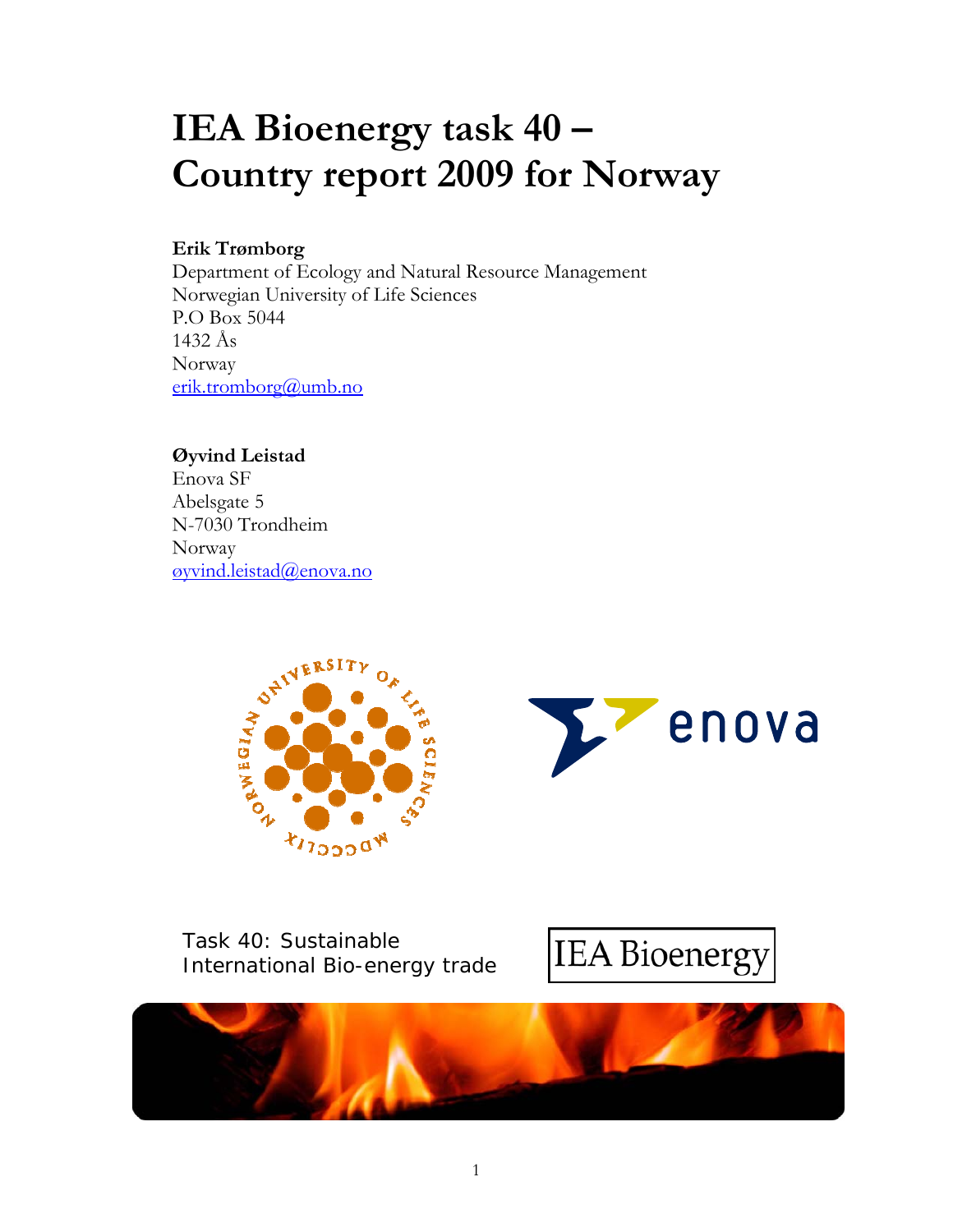# IEA Bioenergy task 40 – Country report 2009 for Norway

**Erik Trømborg**
Department of Ecology and Natural Resource Management
Norwegian University of Life Sciences
P.O Box 5044
1432 Ås
Norway
erik.tromborg@umb.no

**Øyvind Leistad**
Enova SF
Abelsgate 5
N-7030 Trondheim
Norway
øyvind.leistad@enova.no

Task 40: Sustainable International Bio-energy trade

IEA Bioenergy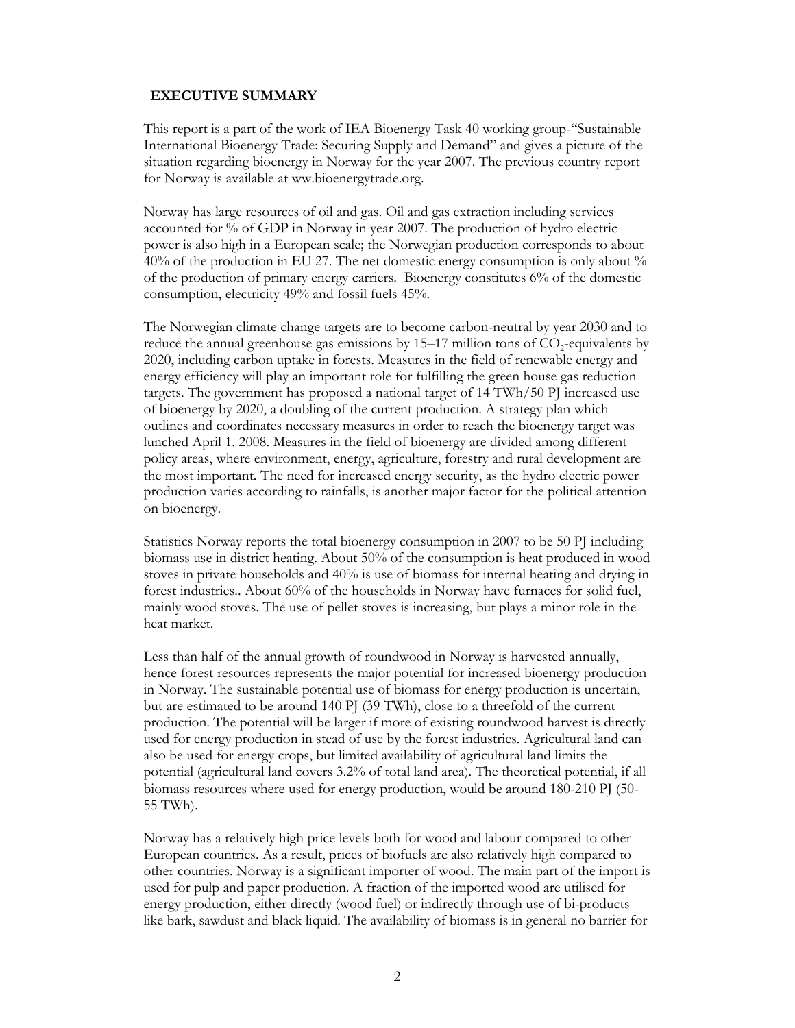## EXECUTIVE SUMMARY

This report is a part of the work of IEA Bioenergy Task 40 working group-"Sustainable International Bioenergy Trade: Securing Supply and Demand" and gives a picture of the situation regarding bioenergy in Norway for the year 2007. The previous country report for Norway is available at ww.bioenergytrade.org.

Norway has large resources of oil and gas. Oil and gas extraction including services accounted for % of GDP in Norway in year 2007. The production of hydro electric power is also high in a European scale; the Norwegian production corresponds to about 40% of the production in EU 27. The net domestic energy consumption is only about % of the production of primary energy carriers. Bioenergy constitutes 6% of the domestic consumption, electricity 49% and fossil fuels 45%.

The Norwegian climate change targets are to become carbon-neutral by year 2030 and to reduce the annual greenhouse gas emissions by 15–17 million tons of $CO_2$-equivalents by 2020, including carbon uptake in forests. Measures in the field of renewable energy and energy efficiency will play an important role for fulfilling the green house gas reduction targets. The government has proposed a national target of 14 TWh/50 PJ increased use of bioenergy by 2020, a doubling of the current production. A strategy plan which outlines and coordinates necessary measures in order to reach the bioenergy target was lunched April 1. 2008. Measures in the field of bioenergy are divided among different policy areas, where environment, energy, agriculture, forestry and rural development are the most important. The need for increased energy security, as the hydro electric power production varies according to rainfalls, is another major factor for the political attention on bioenergy.

Statistics Norway reports the total bioenergy consumption in 2007 to be 50 PJ including biomass use in district heating. About 50% of the consumption is heat produced in wood stoves in private households and 40% is use of biomass for internal heating and drying in forest industries.. About 60% of the households in Norway have furnaces for solid fuel, mainly wood stoves. The use of pellet stoves is increasing, but plays a minor role in the heat market.

Less than half of the annual growth of roundwood in Norway is harvested annually, hence forest resources represents the major potential for increased bioenergy production in Norway. The sustainable potential use of biomass for energy production is uncertain, but are estimated to be around 140 PJ (39 TWh), close to a threefold of the current production. The potential will be larger if more of existing roundwood harvest is directly used for energy production in stead of use by the forest industries. Agricultural land can also be used for energy crops, but limited availability of agricultural land limits the potential (agricultural land covers 3.2% of total land area). The theoretical potential, if all biomass resources where used for energy production, would be around 180-210 PJ (50-55 TWh).

Norway has a relatively high price levels both for wood and labour compared to other European countries. As a result, prices of biofuels are also relatively high compared to other countries. Norway is a significant importer of wood. The main part of the import is used for pulp and paper production. A fraction of the imported wood are utilised for energy production, either directly (wood fuel) or indirectly through use of bi-products like bark, sawdust and black liquid. The availability of biomass is in general no barrier for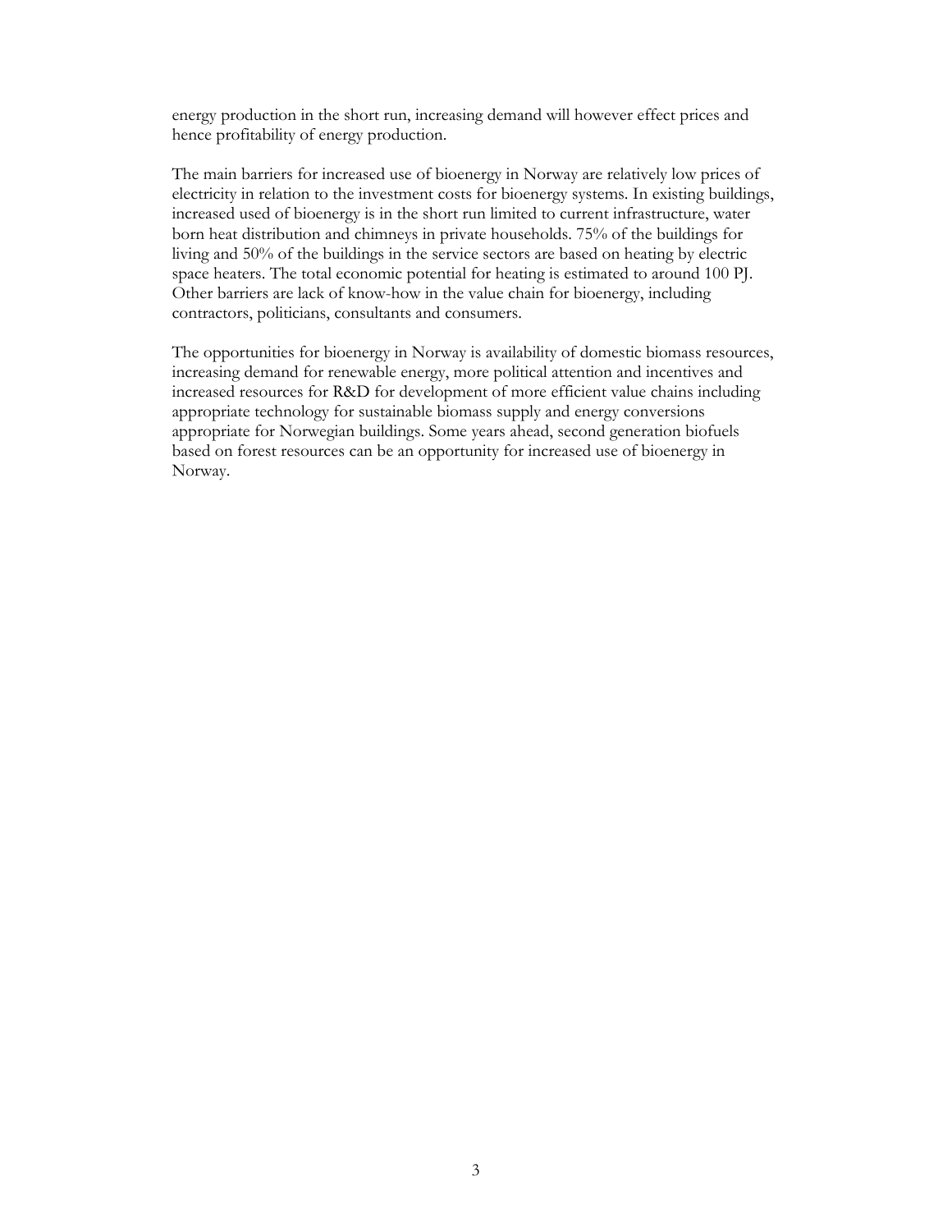energy production in the short run, increasing demand will however effect prices and hence profitability of energy production.

The main barriers for increased use of bioenergy in Norway are relatively low prices of electricity in relation to the investment costs for bioenergy systems. In existing buildings, increased used of bioenergy is in the short run limited to current infrastructure, water born heat distribution and chimneys in private households. 75% of the buildings for living and 50% of the buildings in the service sectors are based on heating by electric space heaters. The total economic potential for heating is estimated to around 100 PJ. Other barriers are lack of know-how in the value chain for bioenergy, including contractors, politicians, consultants and consumers.

The opportunities for bioenergy in Norway is availability of domestic biomass resources, increasing demand for renewable energy, more political attention and incentives and increased resources for R&D for development of more efficient value chains including appropriate technology for sustainable biomass supply and energy conversions appropriate for Norwegian buildings. Some years ahead, second generation biofuels based on forest resources can be an opportunity for increased use of bioenergy in Norway.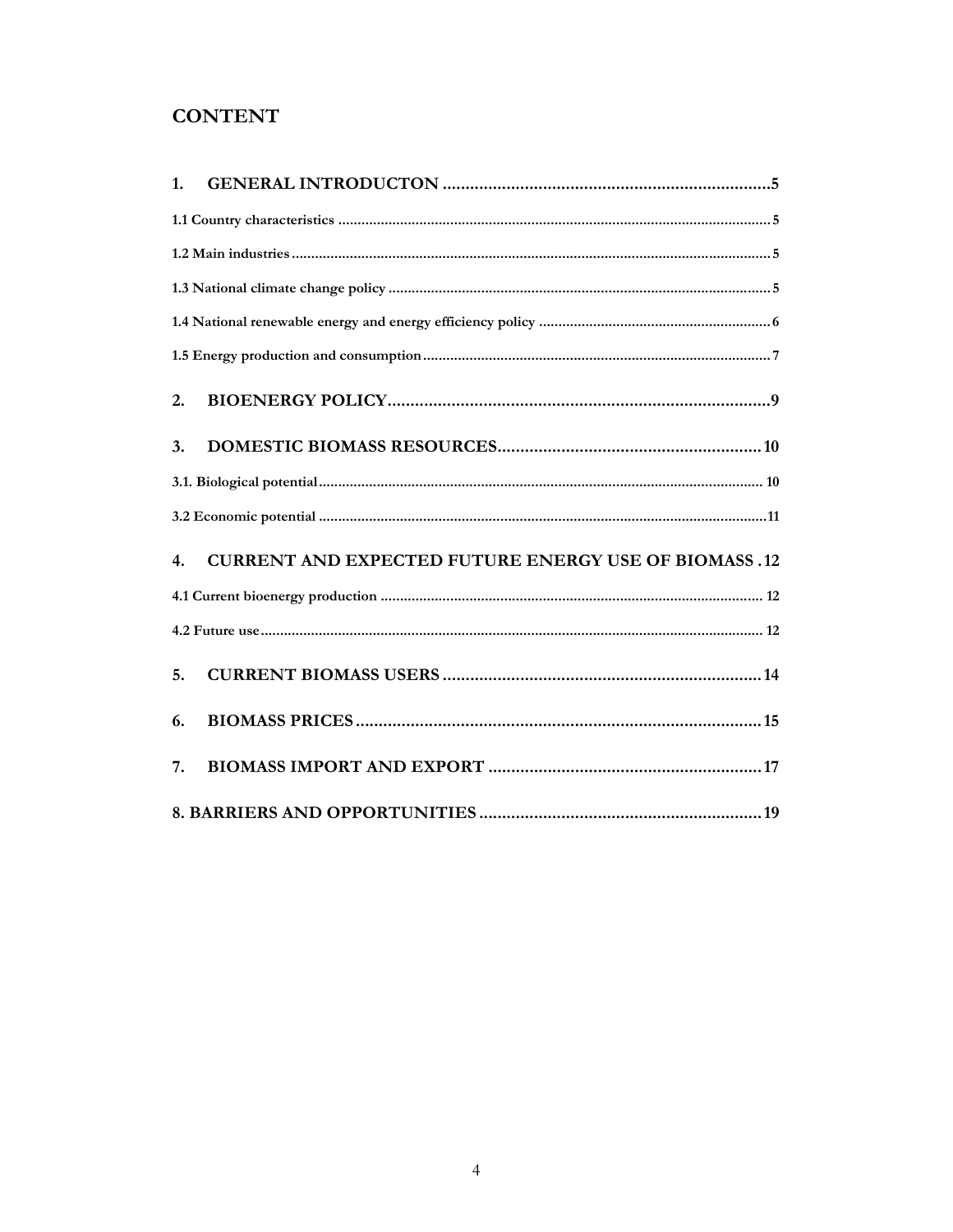## CONTENT

1. **GENERAL INTRODUCTON** ........................................................................ 5

1.1 Country characteristics ........................................................................ 5

1.2 Main industries ........................................................................ 5

1.3 National climate change policy ........................................................................ 5

1.4 National renewable energy and energy efficiency policy ........................................................................ 6

1.5 Energy production and consumption ........................................................................ 7

2. **BIOENERGY POLICY** ........................................................................ 9

3. **DOMESTIC BIOMASS RESOURCES** ........................................................................ 10

3.1. Biological potential ........................................................................ 10

3.2 Economic potential ........................................................................ 11

4. **CURRENT AND EXPECTED FUTURE ENERGY USE OF BIOMASS** . 12

4.1 Current bioenergy production ........................................................................ 12

4.2 Future use ........................................................................ 12

5. **CURRENT BIOMASS USERS** ........................................................................ 14

6. **BIOMASS PRICES** ........................................................................ 15

7. **BIOMASS IMPORT AND EXPORT** ........................................................................ 17

**8. BARRIERS AND OPPORTUNITIES** ........................................................................ 19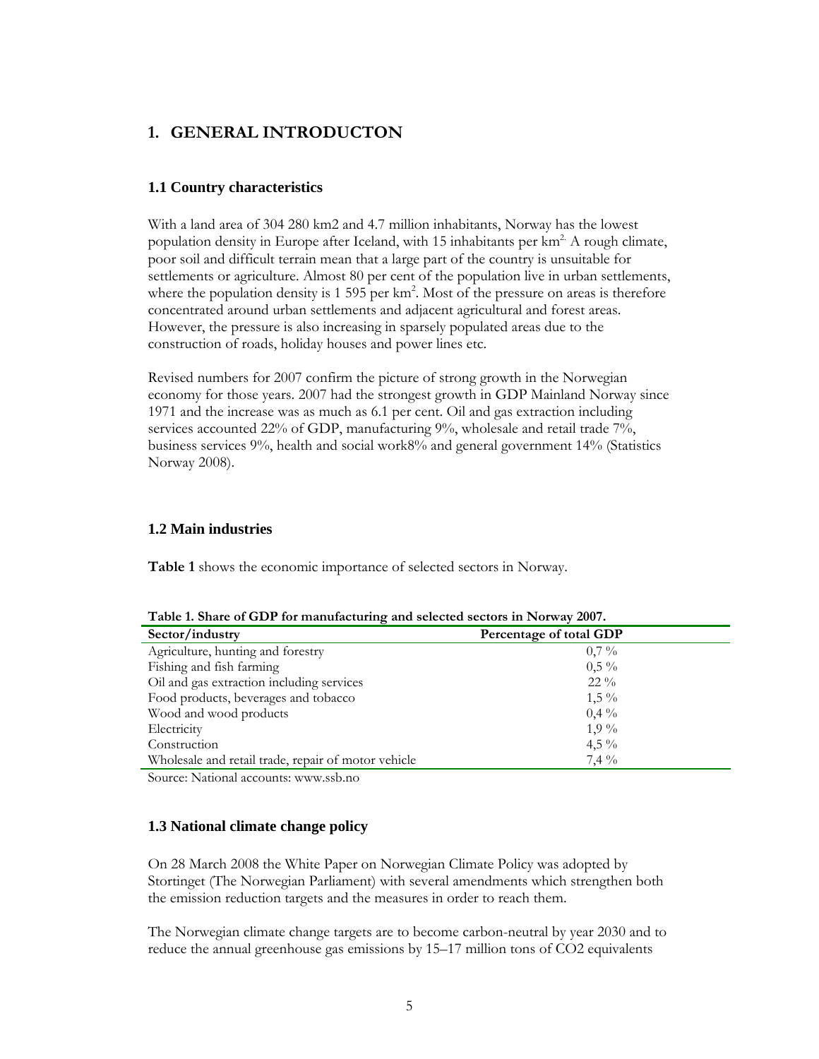# 1. GENERAL INTRODUCTON

## 1.1 Country characteristics

With a land area of 304 280 km2 and 4.7 million inhabitants, Norway has the lowest population density in Europe after Iceland, with 15 inhabitants per $km^2$. A rough climate, poor soil and difficult terrain mean that a large part of the country is unsuitable for settlements or agriculture. Almost 80 per cent of the population live in urban settlements, where the population density is 1 595 per $km^2$. Most of the pressure on areas is therefore concentrated around urban settlements and adjacent agricultural and forest areas. However, the pressure is also increasing in sparsely populated areas due to the construction of roads, holiday houses and power lines etc.

Revised numbers for 2007 confirm the picture of strong growth in the Norwegian economy for those years. 2007 had the strongest growth in GDP Mainland Norway since 1971 and the increase was as much as 6.1 per cent. Oil and gas extraction including services accounted 22% of GDP, manufacturing 9%, wholesale and retail trade 7%, business services 9%, health and social work8% and general government 14% (Statistics Norway 2008).

## 1.2 Main industries

**Table 1** shows the economic importance of selected sectors in Norway.

**Table 1. Share of GDP for manufacturing and selected sectors in Norway 2007.**

| Sector/industry | Percentage of total GDP |
|---|---|
| Agriculture, hunting and forestry | 0,7 % |
| Fishing and fish farming | 0,5 % |
| Oil and gas extraction including services | 22 % |
| Food products, beverages and tobacco | 1,5 % |
| Wood and wood products | 0,4 % |
| Electricity | 1,9 % |
| Construction | 4,5 % |
| Wholesale and retail trade, repair of motor vehicle | 7,4 % |

Source: National accounts: www.ssb.no

## 1.3 National climate change policy

On 28 March 2008 the White Paper on Norwegian Climate Policy was adopted by Stortinget (The Norwegian Parliament) with several amendments which strengthen both the emission reduction targets and the measures in order to reach them.

The Norwegian climate change targets are to become carbon-neutral by year 2030 and to reduce the annual greenhouse gas emissions by 15–17 million tons of $CO_2$ equivalents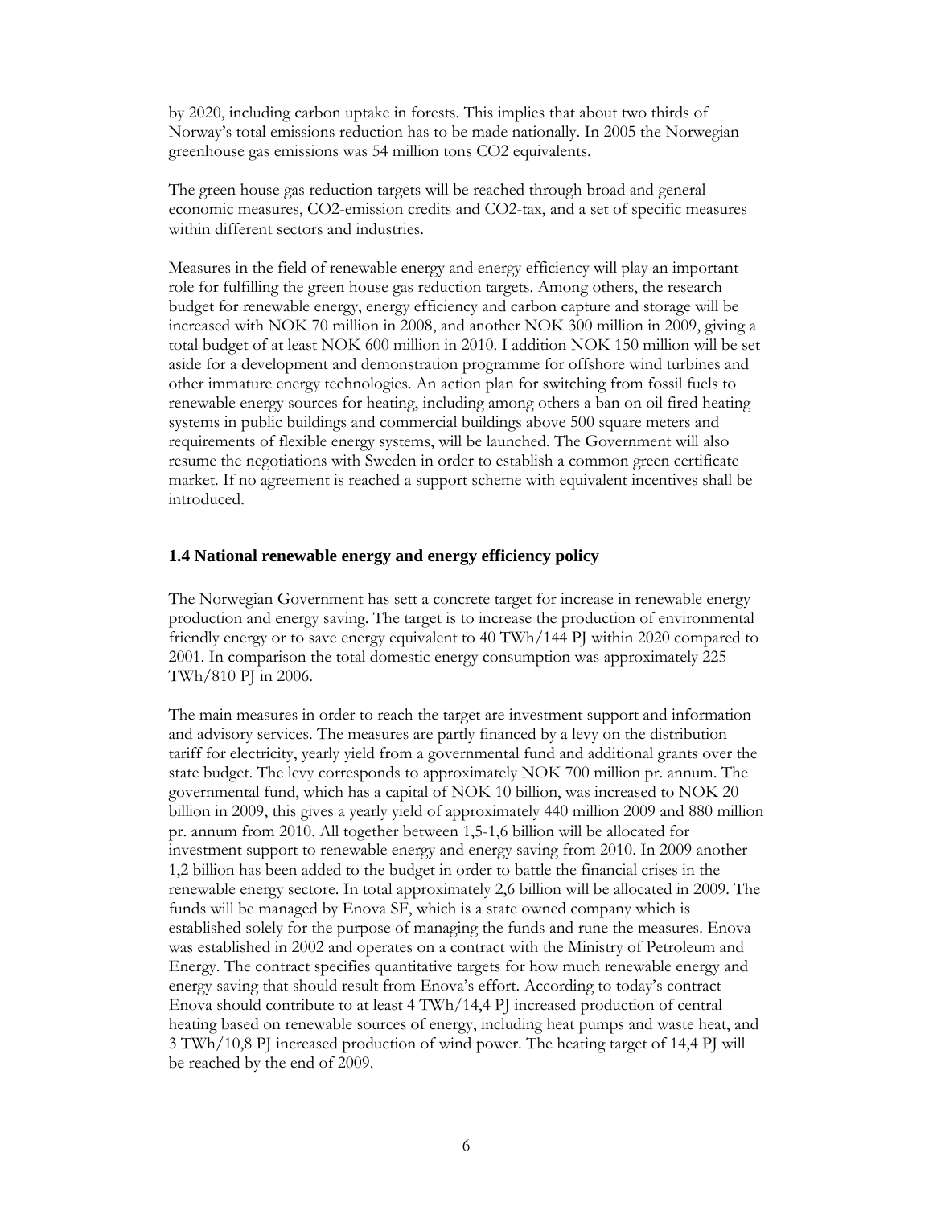by 2020, including carbon uptake in forests. This implies that about two thirds of Norway's total emissions reduction has to be made nationally. In 2005 the Norwegian greenhouse gas emissions was 54 million tons $CO_2$ equivalents.

The green house gas reduction targets will be reached through broad and general economic measures, $CO_2$-emission credits and $CO_2$-tax, and a set of specific measures within different sectors and industries.

Measures in the field of renewable energy and energy efficiency will play an important role for fulfilling the green house gas reduction targets. Among others, the research budget for renewable energy, energy efficiency and carbon capture and storage will be increased with NOK 70 million in 2008, and another NOK 300 million in 2009, giving a total budget of at least NOK 600 million in 2010. I addition NOK 150 million will be set aside for a development and demonstration programme for offshore wind turbines and other immature energy technologies. An action plan for switching from fossil fuels to renewable energy sources for heating, including among others a ban on oil fired heating systems in public buildings and commercial buildings above 500 square meters and requirements of flexible energy systems, will be launched. The Government will also resume the negotiations with Sweden in order to establish a common green certificate market. If no agreement is reached a support scheme with equivalent incentives shall be introduced.

### 1.4 National renewable energy and energy efficiency policy

The Norwegian Government has sett a concrete target for increase in renewable energy production and energy saving. The target is to increase the production of environmental friendly energy or to save energy equivalent to 40 TWh/144 PJ within 2020 compared to 2001. In comparison the total domestic energy consumption was approximately 225 TWh/810 PJ in 2006.

The main measures in order to reach the target are investment support and information and advisory services. The measures are partly financed by a levy on the distribution tariff for electricity, yearly yield from a governmental fund and additional grants over the state budget. The levy corresponds to approximately NOK 700 million pr. annum. The governmental fund, which has a capital of NOK 10 billion, was increased to NOK 20 billion in 2009, this gives a yearly yield of approximately 440 million 2009 and 880 million pr. annum from 2010. All together between 1,5-1,6 billion will be allocated for investment support to renewable energy and energy saving from 2010. In 2009 another 1,2 billion has been added to the budget in order to battle the financial crises in the renewable energy sectore. In total approximately 2,6 billion will be allocated in 2009. The funds will be managed by Enova SF, which is a state owned company which is established solely for the purpose of managing the funds and rune the measures. Enova was established in 2002 and operates on a contract with the Ministry of Petroleum and Energy. The contract specifies quantitative targets for how much renewable energy and energy saving that should result from Enova's effort. According to today's contract Enova should contribute to at least 4 TWh/14,4 PJ increased production of central heating based on renewable sources of energy, including heat pumps and waste heat, and 3 TWh/10,8 PJ increased production of wind power. The heating target of 14,4 PJ will be reached by the end of 2009.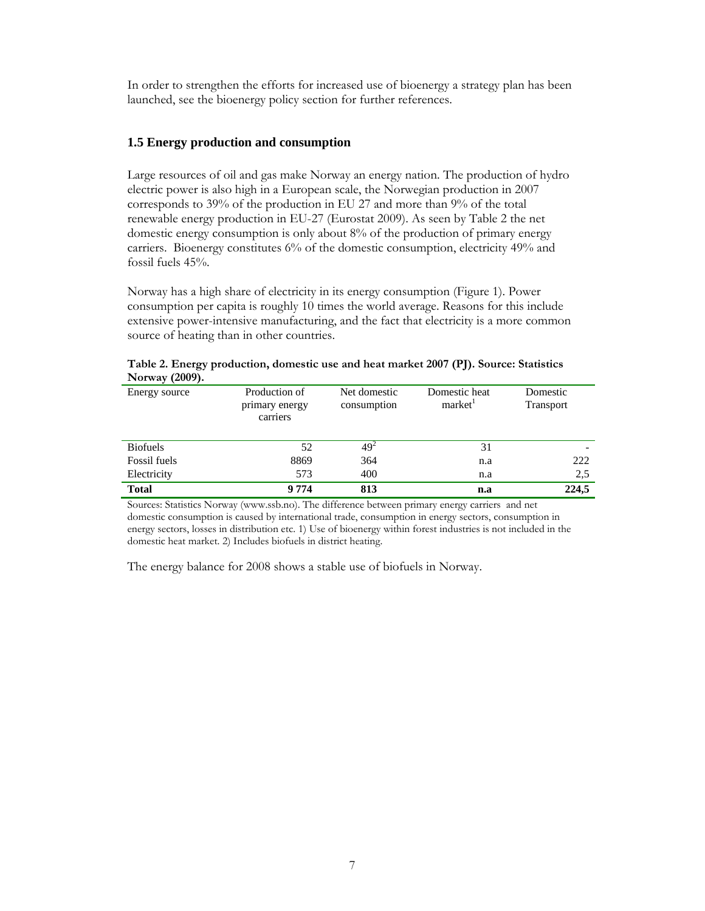In order to strengthen the efforts for increased use of bioenergy a strategy plan has been launched, see the bioenergy policy section for further references.

### 1.5 Energy production and consumption

Large resources of oil and gas make Norway an energy nation. The production of hydro electric power is also high in a European scale, the Norwegian production in 2007 corresponds to 39% of the production in EU 27 and more than 9% of the total renewable energy production in EU-27 (Eurostat 2009). As seen by Table 2 the net domestic energy consumption is only about 8% of the production of primary energy carriers. Bioenergy constitutes 6% of the domestic consumption, electricity 49% and fossil fuels 45%.

Norway has a high share of electricity in its energy consumption (Figure 1). Power consumption per capita is roughly 10 times the world average. Reasons for this include extensive power-intensive manufacturing, and the fact that electricity is a more common source of heating than in other countries.

**Table 2. Energy production, domestic use and heat market 2007 (PJ). Source: Statistics Norway (2009).**

| Energy source | Production of primary energy carriers | Net domestic consumption | Domestic heat market[1] | Domestic Transport |
|---|---|---|---|---|
| Biofuels | 52 | 49[2] | 31 | - |
| Fossil fuels | 8869 | 364 | n.a | 222 |
| Electricity | 573 | 400 | n.a | 2,5 |
| **Total** | **9 774** | **813** | **n.a** | **224,5** |

Sources: Statistics Norway (www.ssb.no). The difference between primary energy carriers and net domestic consumption is caused by international trade, consumption in energy sectors, consumption in energy sectors, losses in distribution etc. 1) Use of bioenergy within forest industries is not included in the domestic heat market. 2) Includes biofuels in district heating.

The energy balance for 2008 shows a stable use of biofuels in Norway.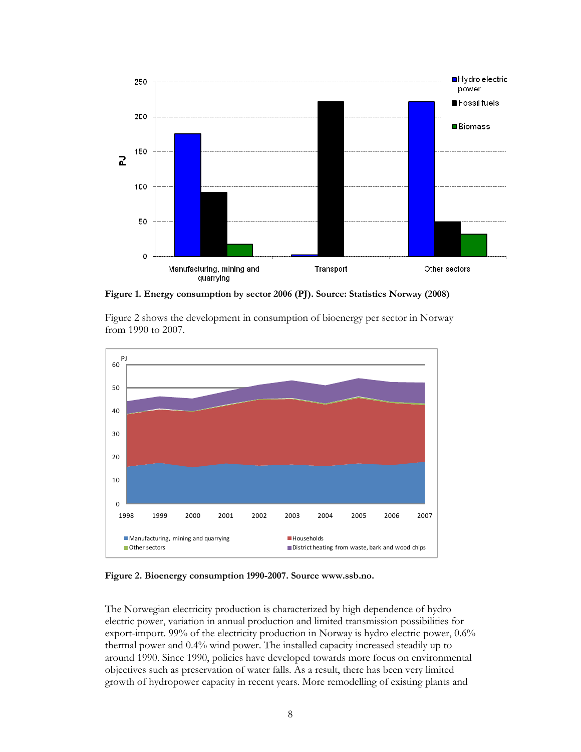**Figure 1. Energy consumption by sector 2006 (PJ). Source: Statistics Norway (2008)**

Figure 2 shows the development in consumption of bioenergy per sector in Norway from 1990 to 2007.

**Figure 2. Bioenergy consumption 1990-2007. Source www.ssb.no.**

The Norwegian electricity production is characterized by high dependence of hydro electric power, variation in annual production and limited transmission possibilities for export-import. 99% of the electricity production in Norway is hydro electric power, 0.6% thermal power and 0.4% wind power. The installed capacity increased steadily up to around 1990. Since 1990, policies have developed towards more focus on environmental objectives such as preservation of water falls. As a result, there has been very limited growth of hydropower capacity in recent years. More remodelling of existing plants and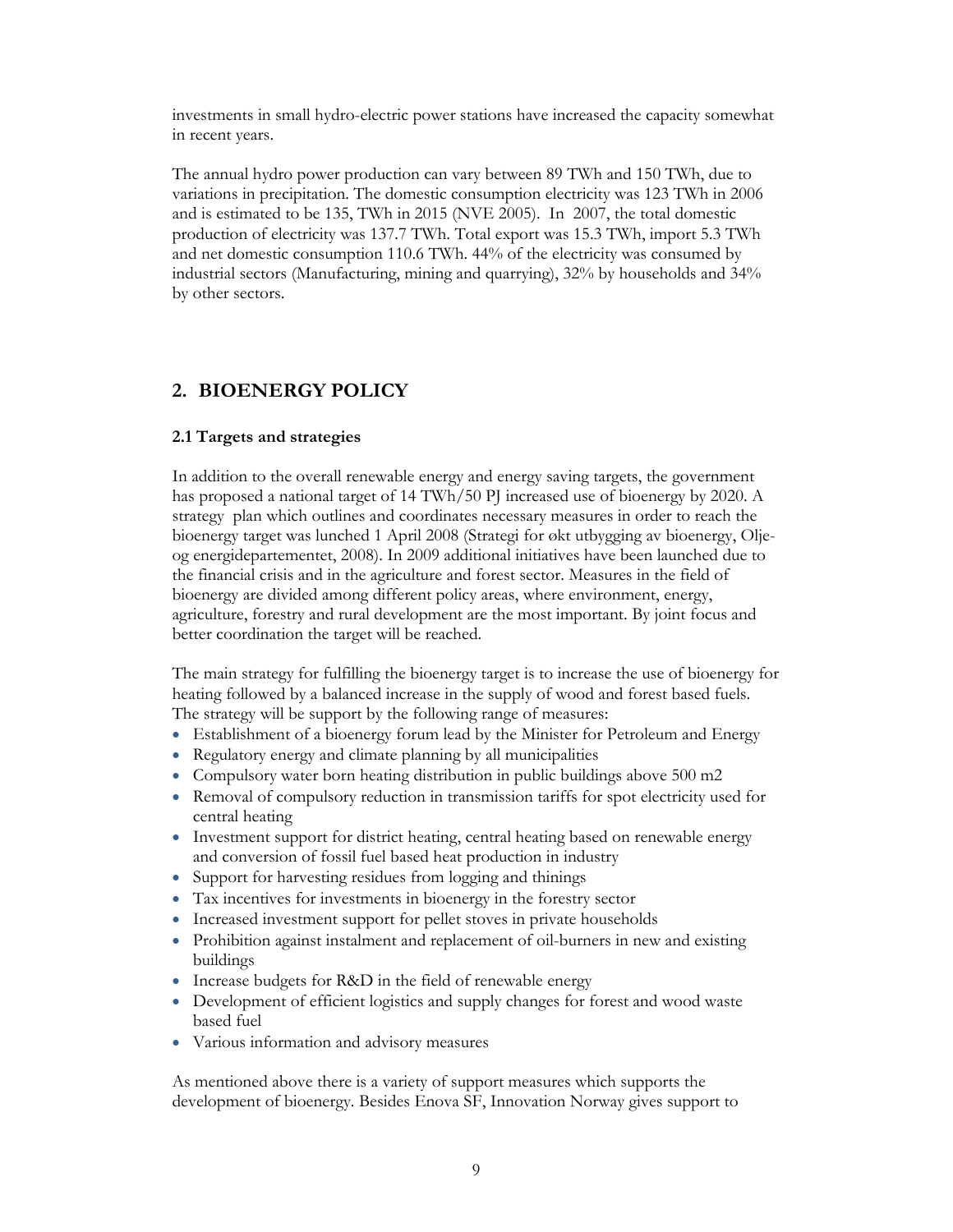investments in small hydro-electric power stations have increased the capacity somewhat in recent years.

The annual hydro power production can vary between 89 TWh and 150 TWh, due to variations in precipitation. The domestic consumption electricity was 123 TWh in 2006 and is estimated to be 135, TWh in 2015 (NVE 2005). In 2007, the total domestic production of electricity was 137.7 TWh. Total export was 15.3 TWh, import 5.3 TWh and net domestic consumption 110.6 TWh. 44% of the electricity was consumed by industrial sectors (Manufacturing, mining and quarrying), 32% by households and 34% by other sectors.

## 2. BIOENERGY POLICY

### 2.1 Targets and strategies

In addition to the overall renewable energy and energy saving targets, the government has proposed a national target of 14 TWh/50 PJ increased use of bioenergy by 2020. A strategy plan which outlines and coordinates necessary measures in order to reach the bioenergy target was lunched 1 April 2008 (Strategi for økt utbygging av bioenergy, Olje- og energidepartementet, 2008). In 2009 additional initiatives have been launched due to the financial crisis and in the agriculture and forest sector. Measures in the field of bioenergy are divided among different policy areas, where environment, energy, agriculture, forestry and rural development are the most important. By joint focus and better coordination the target will be reached.

The main strategy for fulfilling the bioenergy target is to increase the use of bioenergy for heating followed by a balanced increase in the supply of wood and forest based fuels. The strategy will be support by the following range of measures:

- Establishment of a bioenergy forum lead by the Minister for Petroleum and Energy
- Regulatory energy and climate planning by all municipalities
- Compulsory water born heating distribution in public buildings above 500 m2
- Removal of compulsory reduction in transmission tariffs for spot electricity used for central heating
- Investment support for district heating, central heating based on renewable energy and conversion of fossil fuel based heat production in industry
- Support for harvesting residues from logging and thinings
- Tax incentives for investments in bioenergy in the forestry sector
- Increased investment support for pellet stoves in private households
- Prohibition against instalment and replacement of oil-burners in new and existing buildings
- Increase budgets for R&D in the field of renewable energy
- Development of efficient logistics and supply changes for forest and wood waste based fuel
- Various information and advisory measures

As mentioned above there is a variety of support measures which supports the development of bioenergy. Besides Enova SF, Innovation Norway gives support to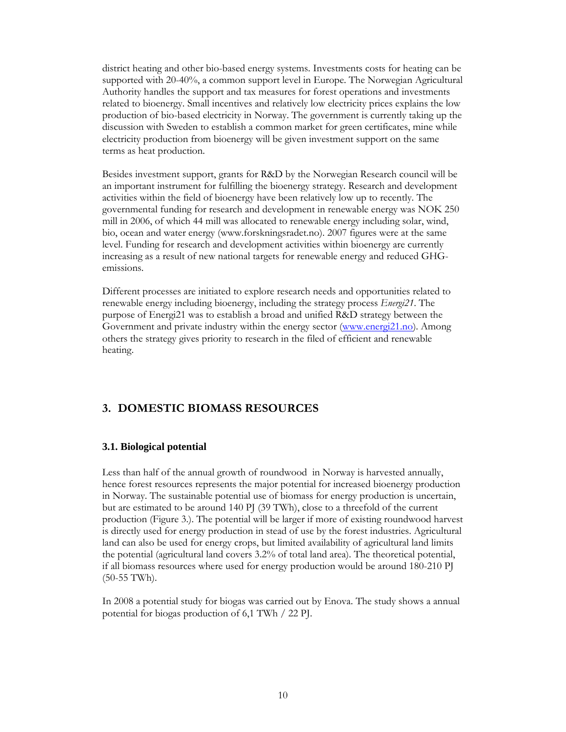district heating and other bio-based energy systems. Investments costs for heating can be supported with 20-40%, a common support level in Europe. The Norwegian Agricultural Authority handles the support and tax measures for forest operations and investments related to bioenergy. Small incentives and relatively low electricity prices explains the low production of bio-based electricity in Norway. The government is currently taking up the discussion with Sweden to establish a common market for green certificates, mine while electricity production from bioenergy will be given investment support on the same terms as heat production.

Besides investment support, grants for R&D by the Norwegian Research council will be an important instrument for fulfilling the bioenergy strategy. Research and development activities within the field of bioenergy have been relatively low up to recently. The governmental funding for research and development in renewable energy was NOK 250 mill in 2006, of which 44 mill was allocated to renewable energy including solar, wind, bio, ocean and water energy (www.forskningsradet.no). 2007 figures were at the same level. Funding for research and development activities within bioenergy are currently increasing as a result of new national targets for renewable energy and reduced GHG-emissions.

Different processes are initiated to explore research needs and opportunities related to renewable energy including bioenergy, including the strategy process *Energi21*. The purpose of Energi21 was to establish a broad and unified R&D strategy between the Government and private industry within the energy sector ([www.energi21.no](www.energi21.no)). Among others the strategy gives priority to research in the filed of efficient and renewable heating.

## 3. DOMESTIC BIOMASS RESOURCES

### 3.1. Biological potential

Less than half of the annual growth of roundwood in Norway is harvested annually, hence forest resources represents the major potential for increased bioenergy production in Norway. The sustainable potential use of biomass for energy production is uncertain, but are estimated to be around 140 PJ (39 TWh), close to a threefold of the current production (Figure 3.). The potential will be larger if more of existing roundwood harvest is directly used for energy production in stead of use by the forest industries. Agricultural land can also be used for energy crops, but limited availability of agricultural land limits the potential (agricultural land covers 3.2% of total land area). The theoretical potential, if all biomass resources where used for energy production would be around 180-210 PJ (50-55 TWh).

In 2008 a potential study for biogas was carried out by Enova. The study shows a annual potential for biogas production of 6,1 TWh / 22 PJ.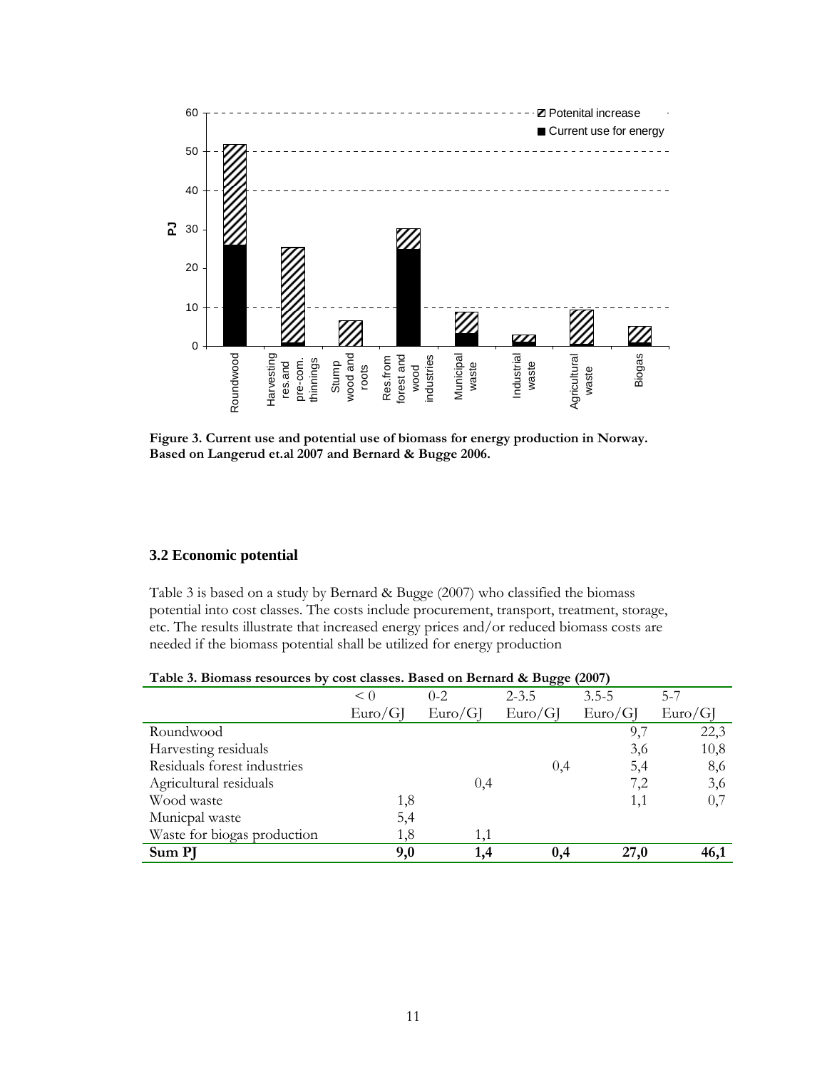**Figure 3. Current use and potential use of biomass for energy production in Norway. Based on Langerud et.al 2007 and Bernard & Bugge 2006.**

### 3.2 Economic potential

Table 3 is based on a study by Bernard & Bugge (2007) who classified the biomass potential into cost classes. The costs include procurement, transport, treatment, storage, etc. The results illustrate that increased energy prices and/or reduced biomass costs are needed if the biomass potential shall be utilized for energy production

**Table 3. Biomass resources by cost classes. Based on Bernard & Bugge (2007)**

| | < 0 Euro/GJ | 0-2 Euro/GJ | 2-3.5 Euro/GJ | 3.5-5 Euro/GJ | 5-7 Euro/GJ |
|---|---|---|---|---|---|
| Roundwood | | | | 9,7 | 22,3 |
| Harvesting residuals | | | | 3,6 | 10,8 |
| Residuals forest industries | | | 0,4 | 5,4 | 8,6 |
| Agricultural residuals | | 0,4 | | 7,2 | 3,6 |
| Wood waste | 1,8 | | | 1,1 | 0,7 |
| Municpal waste | 5,4 | | | | |
| Waste for biogas production | 1,8 | 1,1 | | | |
| **Sum PJ** | **9,0** | **1,4** | **0,4** | **27,0** | **46,1** |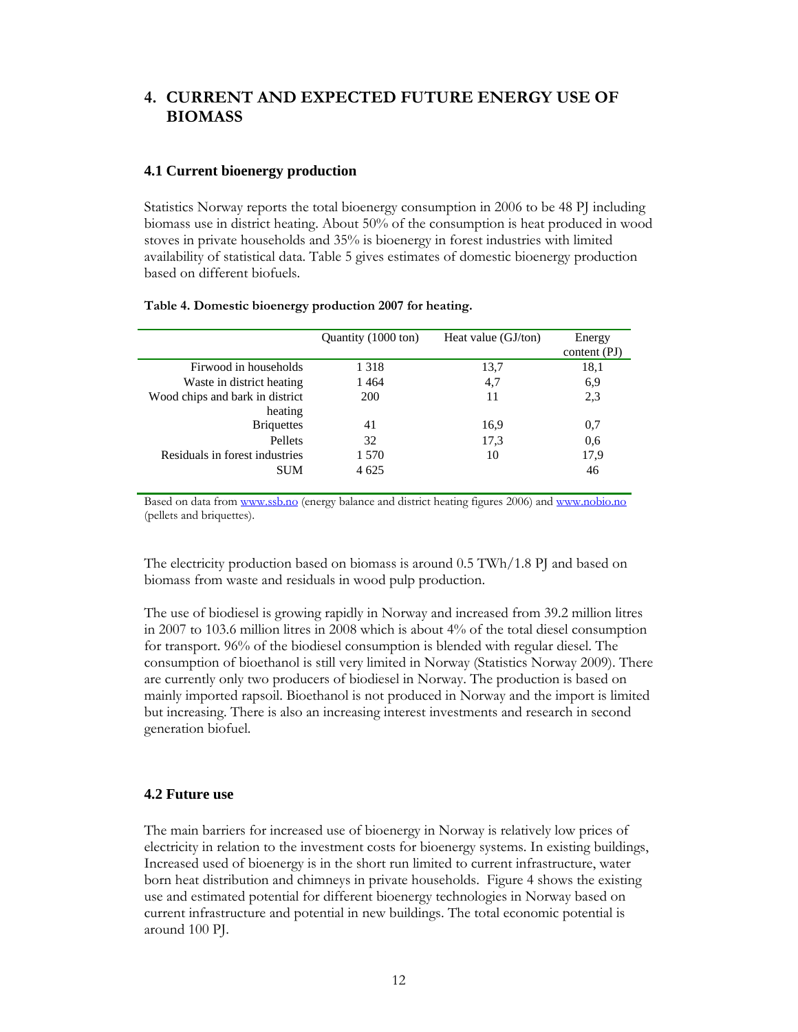# 4. CURRENT AND EXPECTED FUTURE ENERGY USE OF BIOMASS

## 4.1 Current bioenergy production

Statistics Norway reports the total bioenergy consumption in 2006 to be 48 PJ including biomass use in district heating. About 50% of the consumption is heat produced in wood stoves in private households and 35% is bioenergy in forest industries with limited availability of statistical data. Table 5 gives estimates of domestic bioenergy production based on different biofuels.

**Table 4. Domestic bioenergy production 2007 for heating.**

| | Quantity (1000 ton) | Heat value (GJ/ton) | Energy content (PJ) |
|---|---|---|---|
| Firwood in households | 1 318 | 13,7 | 18,1 |
| Waste in district heating | 1 464 | 4,7 | 6,9 |
| Wood chips and bark in district heating | 200 | 11 | 2,3 |
| Briquettes | 41 | 16,9 | 0,7 |
| Pellets | 32 | 17,3 | 0,6 |
| Residuals in forest industries | 1 570 | 10 | 17,9 |
| SUM | 4 625 | | 46 |

Based on data from www.ssb.no (energy balance and district heating figures 2006) and www.nobio.no (pellets and briquettes).

The electricity production based on biomass is around 0.5 TWh/1.8 PJ and based on biomass from waste and residuals in wood pulp production.

The use of biodiesel is growing rapidly in Norway and increased from 39.2 million litres in 2007 to 103.6 million litres in 2008 which is about 4% of the total diesel consumption for transport. 96% of the biodiesel consumption is blended with regular diesel. The consumption of bioethanol is still very limited in Norway (Statistics Norway 2009). There are currently only two producers of biodiesel in Norway. The production is based on mainly imported rapsoil. Bioethanol is not produced in Norway and the import is limited but increasing. There is also an increasing interest investments and research in second generation biofuel.

## 4.2 Future use

The main barriers for increased use of bioenergy in Norway is relatively low prices of electricity in relation to the investment costs for bioenergy systems. In existing buildings, Increased used of bioenergy is in the short run limited to current infrastructure, water born heat distribution and chimneys in private households. Figure 4 shows the existing use and estimated potential for different bioenergy technologies in Norway based on current infrastructure and potential in new buildings. The total economic potential is around 100 PJ.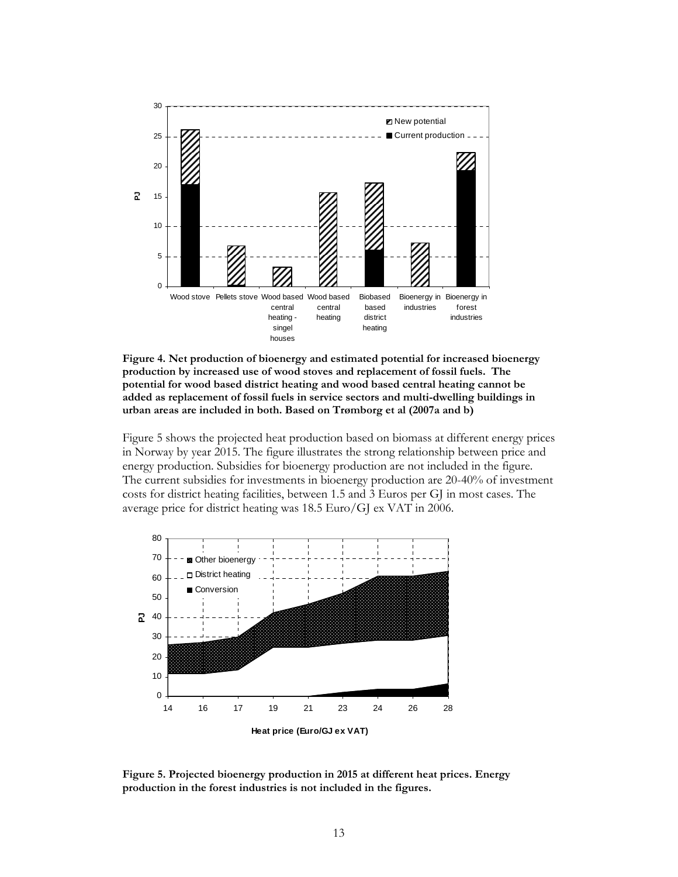**Figure 4. Net production of bioenergy and estimated potential for increased bioenergy production by increased use of wood stoves and replacement of fossil fuels. The potential for wood based district heating and wood based central heating cannot be added as replacement of fossil fuels in service sectors and multi-dwelling buildings in urban areas are included in both. Based on Trømborg et al (2007a and b)**

Figure 5 shows the projected heat production based on biomass at different energy prices in Norway by year 2015. The figure illustrates the strong relationship between price and energy production. Subsidies for bioenergy production are not included in the figure. The current subsidies for investments in bioenergy production are 20-40% of investment costs for district heating facilities, between 1.5 and 3 Euros per GJ in most cases. The average price for district heating was 18.5 Euro/GJ ex VAT in 2006.

**Figure 5. Projected bioenergy production in 2015 at different heat prices. Energy production in the forest industries is not included in the figures.**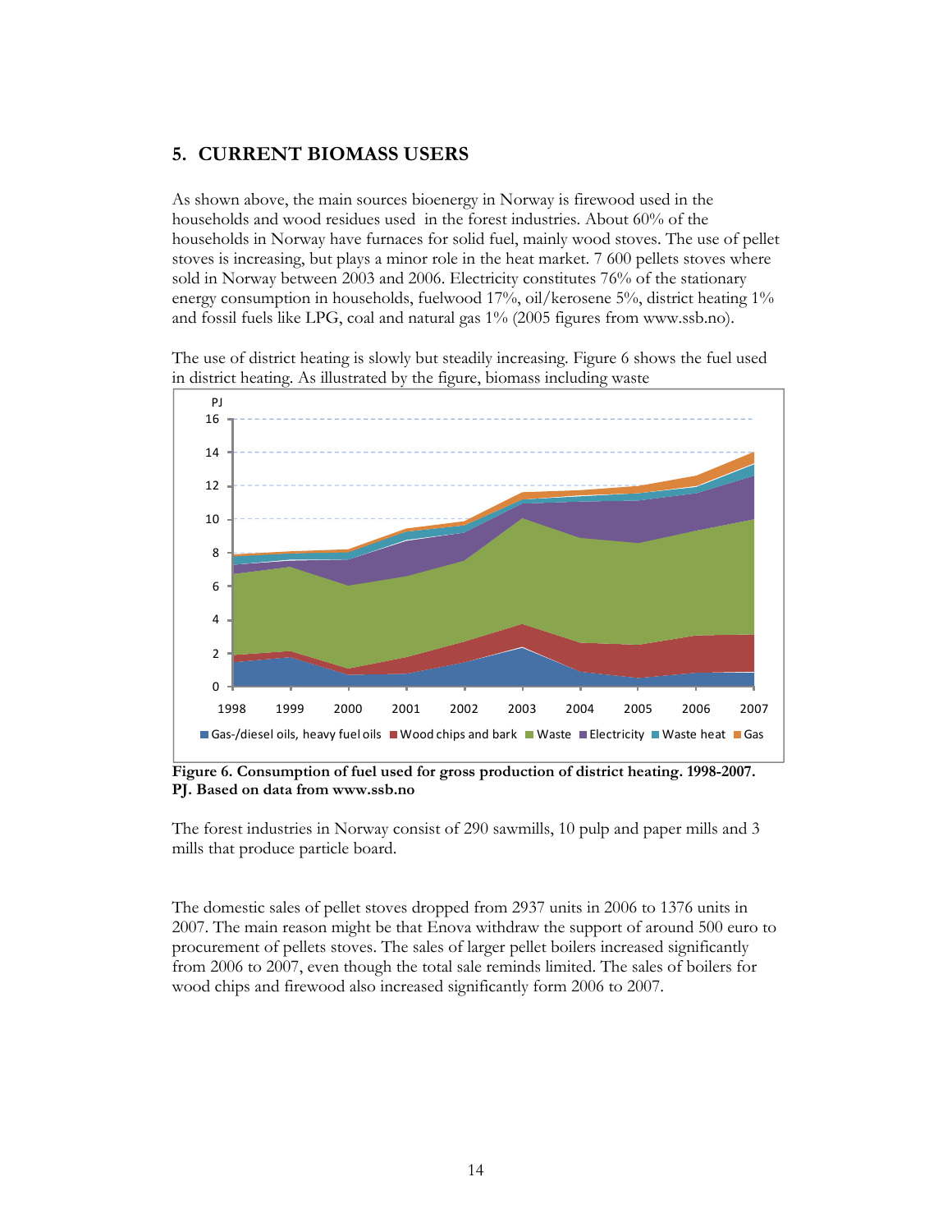## 5. CURRENT BIOMASS USERS

As shown above, the main sources bioenergy in Norway is firewood used in the households and wood residues used in the forest industries. About 60% of the households in Norway have furnaces for solid fuel, mainly wood stoves. The use of pellet stoves is increasing, but plays a minor role in the heat market. 7 600 pellets stoves where sold in Norway between 2003 and 2006. Electricity constitutes 76% of the stationary energy consumption in households, fuelwood 17%, oil/kerosene 5%, district heating 1% and fossil fuels like LPG, coal and natural gas 1% (2005 figures from www.ssb.no).

The use of district heating is slowly but steadily increasing. Figure 6 shows the fuel used in district heating. As illustrated by the figure, biomass including waste

**Figure 6. Consumption of fuel used for gross production of district heating. 1998-2007. PJ. Based on data from www.ssb.no**

The forest industries in Norway consist of 290 sawmills, 10 pulp and paper mills and 3 mills that produce particle board.

The domestic sales of pellet stoves dropped from 2937 units in 2006 to 1376 units in 2007. The main reason might be that Enova withdraw the support of around 500 euro to procurement of pellets stoves. The sales of larger pellet boilers increased significantly from 2006 to 2007, even though the total sale reminds limited. The sales of boilers for wood chips and firewood also increased significantly form 2006 to 2007.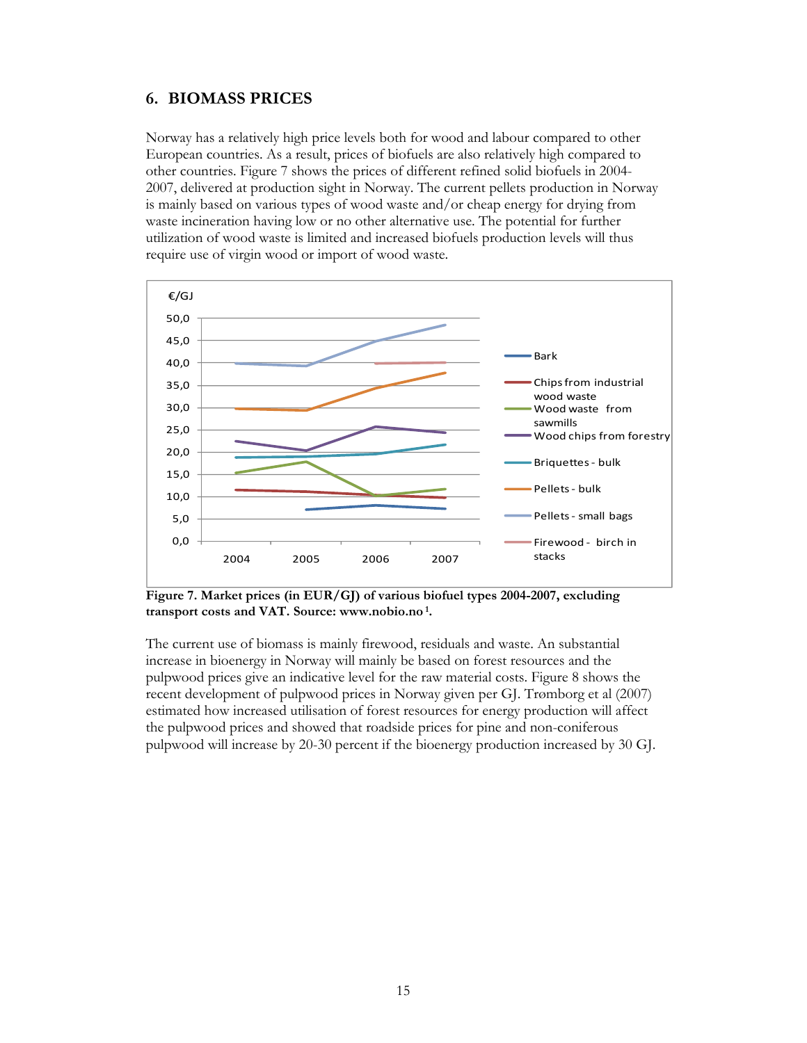## 6. BIOMASS PRICES

Norway has a relatively high price levels both for wood and labour compared to other European countries. As a result, prices of biofuels are also relatively high compared to other countries. Figure 7 shows the prices of different refined solid biofuels in 2004-2007, delivered at production sight in Norway. The current pellets production in Norway is mainly based on various types of wood waste and/or cheap energy for drying from waste incineration having low or no other alternative use. The potential for further utilization of wood waste is limited and increased biofuels production levels will thus require use of virgin wood or import of wood waste.

**Figure 7. Market prices (in EUR/GJ) of various biofuel types 2004-2007, excluding transport costs and VAT. Source: www.nobio.no [1].**

The current use of biomass is mainly firewood, residuals and waste. An substantial increase in bioenergy in Norway will mainly be based on forest resources and the pulpwood prices give an indicative level for the raw material costs. Figure 8 shows the recent development of pulpwood prices in Norway given per GJ. Trømborg et al (2007) estimated how increased utilisation of forest resources for energy production will affect the pulpwood prices and showed that roadside prices for pine and non-coniferous pulpwood will increase by 20-30 percent if the bioenergy production increased by 30 GJ.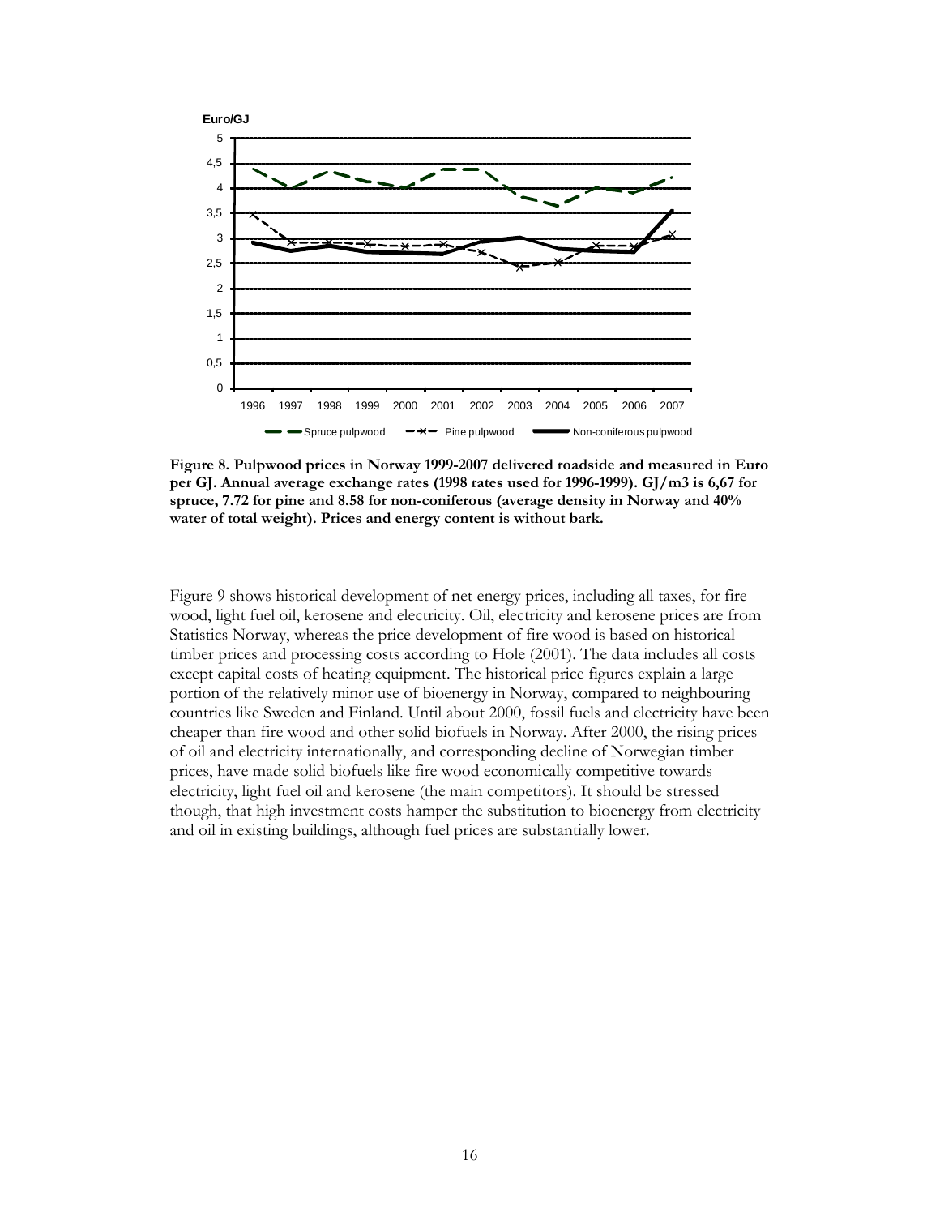**Figure 8. Pulpwood prices in Norway 1999-2007 delivered roadside and measured in Euro per GJ. Annual average exchange rates (1998 rates used for 1996-1999). GJ/m3 is 6,67 for spruce, 7.72 for pine and 8.58 for non-coniferous (average density in Norway and 40% water of total weight). Prices and energy content is without bark.**

Figure 9 shows historical development of net energy prices, including all taxes, for fire wood, light fuel oil, kerosene and electricity. Oil, electricity and kerosene prices are from Statistics Norway, whereas the price development of fire wood is based on historical timber prices and processing costs according to Hole (2001). The data includes all costs except capital costs of heating equipment. The historical price figures explain a large portion of the relatively minor use of bioenergy in Norway, compared to neighbouring countries like Sweden and Finland. Until about 2000, fossil fuels and electricity have been cheaper than fire wood and other solid biofuels in Norway. After 2000, the rising prices of oil and electricity internationally, and corresponding decline of Norwegian timber prices, have made solid biofuels like fire wood economically competitive towards electricity, light fuel oil and kerosene (the main competitors). It should be stressed though, that high investment costs hamper the substitution to bioenergy from electricity and oil in existing buildings, although fuel prices are substantially lower.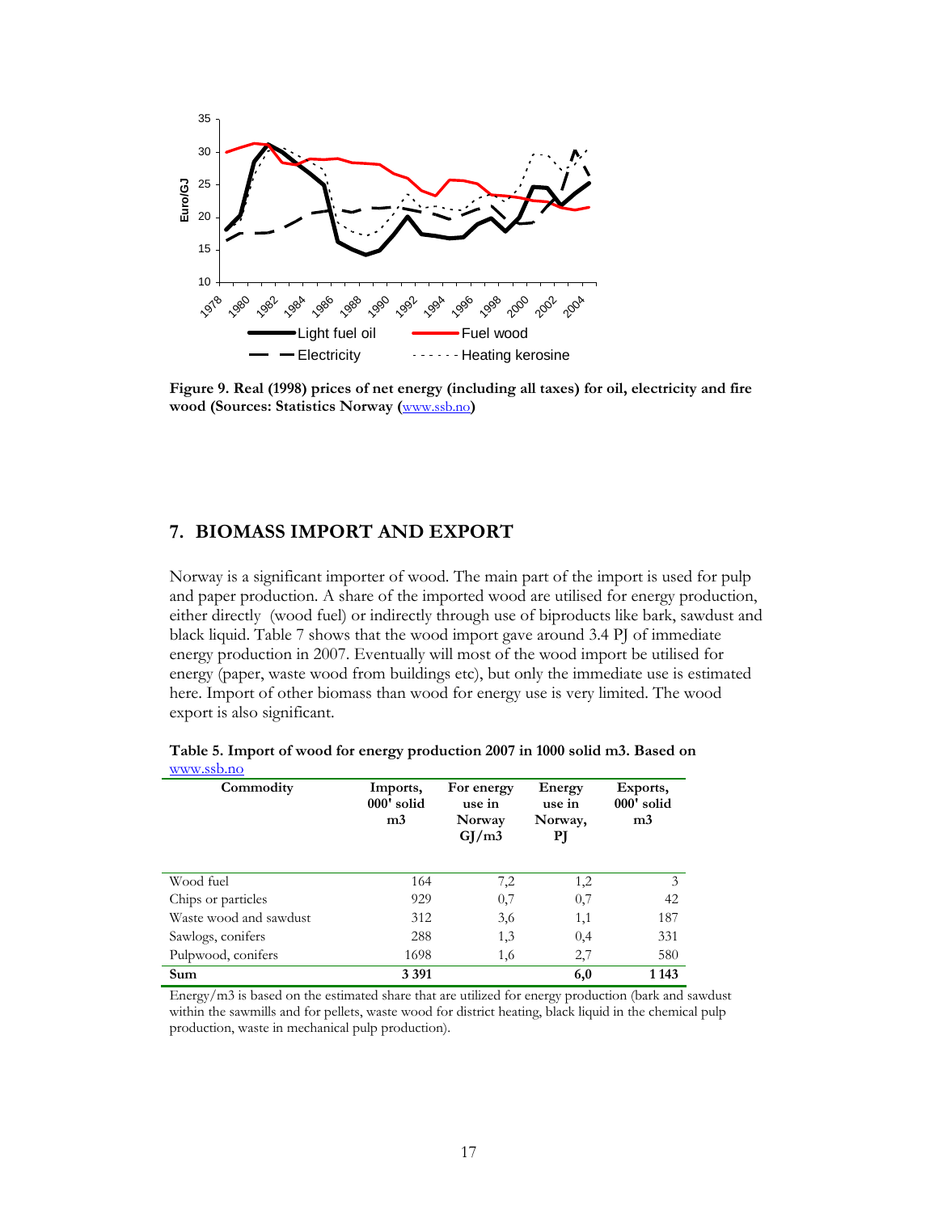**Figure 9. Real (1998) prices of net energy (including all taxes) for oil, electricity and fire wood (Sources: Statistics Norway (www.ssb.no)**

## 7. BIOMASS IMPORT AND EXPORT

Norway is a significant importer of wood. The main part of the import is used for pulp and paper production. A share of the imported wood are utilised for energy production, either directly (wood fuel) or indirectly through use of biproducts like bark, sawdust and black liquid. Table 7 shows that the wood import gave around 3.4 PJ of immediate energy production in 2007. Eventually will most of the wood import be utilised for energy (paper, waste wood from buildings etc), but only the immediate use is estimated here. Import of other biomass than wood for energy use is very limited. The wood export is also significant.

**Table 5. Import of wood for energy production 2007 in 1000 solid m3. Based on** www.ssb.no

| Commodity | Imports, 000' solid m3 | For energy use in Norway GJ/m3 | Energy use in Norway, PJ | Exports, 000' solid m3 |
|---|---|---|---|---|
| Wood fuel | 164 | 7,2 | 1,2 | 3 |
| Chips or particles | 929 | 0,7 | 0,7 | 42 |
| Waste wood and sawdust | 312 | 3,6 | 1,1 | 187 |
| Sawlogs, conifers | 288 | 1,3 | 0,4 | 331 |
| Pulpwood, conifers | 1698 | 1,6 | 2,7 | 580 |
| **Sum** | **3 391** | | **6,0** | **1 143** |

Energy/m3 is based on the estimated share that are utilized for energy production (bark and sawdust within the sawmills and for pellets, waste wood for district heating, black liquid in the chemical pulp production, waste in mechanical pulp production).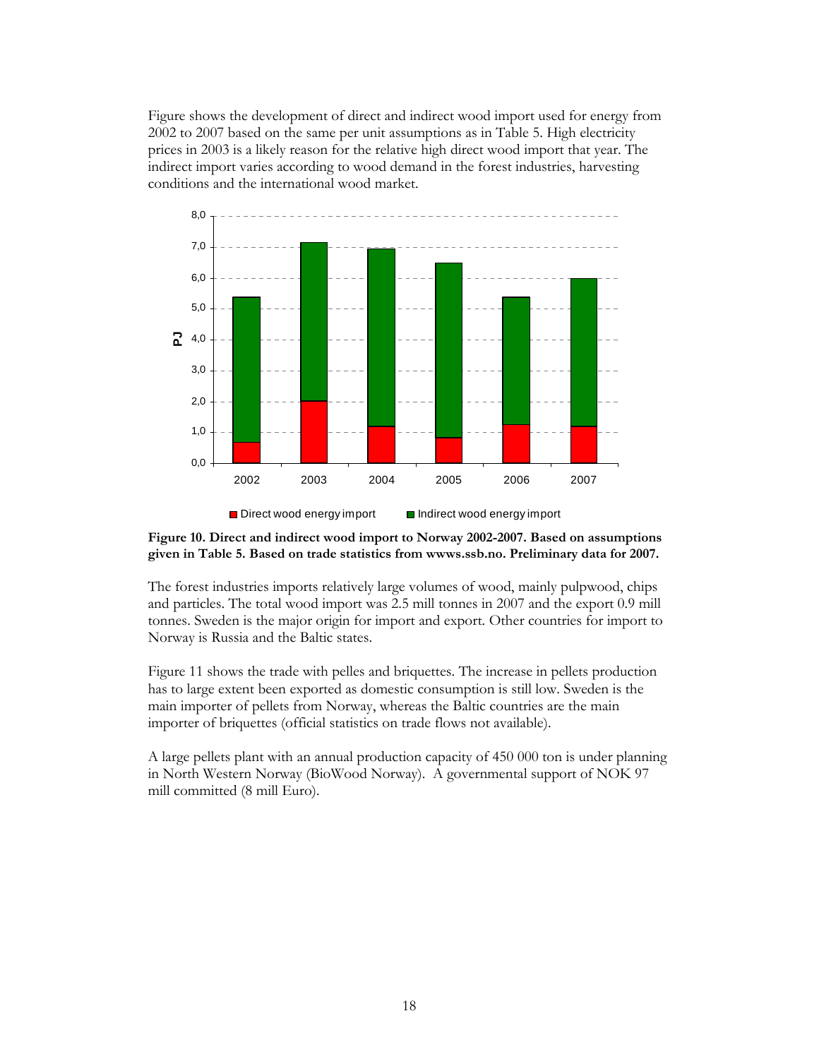Figure shows the development of direct and indirect wood import used for energy from 2002 to 2007 based on the same per unit assumptions as in Table 5. High electricity prices in 2003 is a likely reason for the relative high direct wood import that year. The indirect import varies according to wood demand in the forest industries, harvesting conditions and the international wood market.

**Figure 10. Direct and indirect wood import to Norway 2002-2007. Based on assumptions given in Table 5. Based on trade statistics from wwws.ssb.no. Preliminary data for 2007.**

The forest industries imports relatively large volumes of wood, mainly pulpwood, chips and particles. The total wood import was 2.5 mill tonnes in 2007 and the export 0.9 mill tonnes. Sweden is the major origin for import and export. Other countries for import to Norway is Russia and the Baltic states.

Figure 11 shows the trade with pelles and briquettes. The increase in pellets production has to large extent been exported as domestic consumption is still low. Sweden is the main importer of pellets from Norway, whereas the Baltic countries are the main importer of briquettes (official statistics on trade flows not available).

A large pellets plant with an annual production capacity of 450 000 ton is under planning in North Western Norway (BioWood Norway). A governmental support of NOK 97 mill committed (8 mill Euro).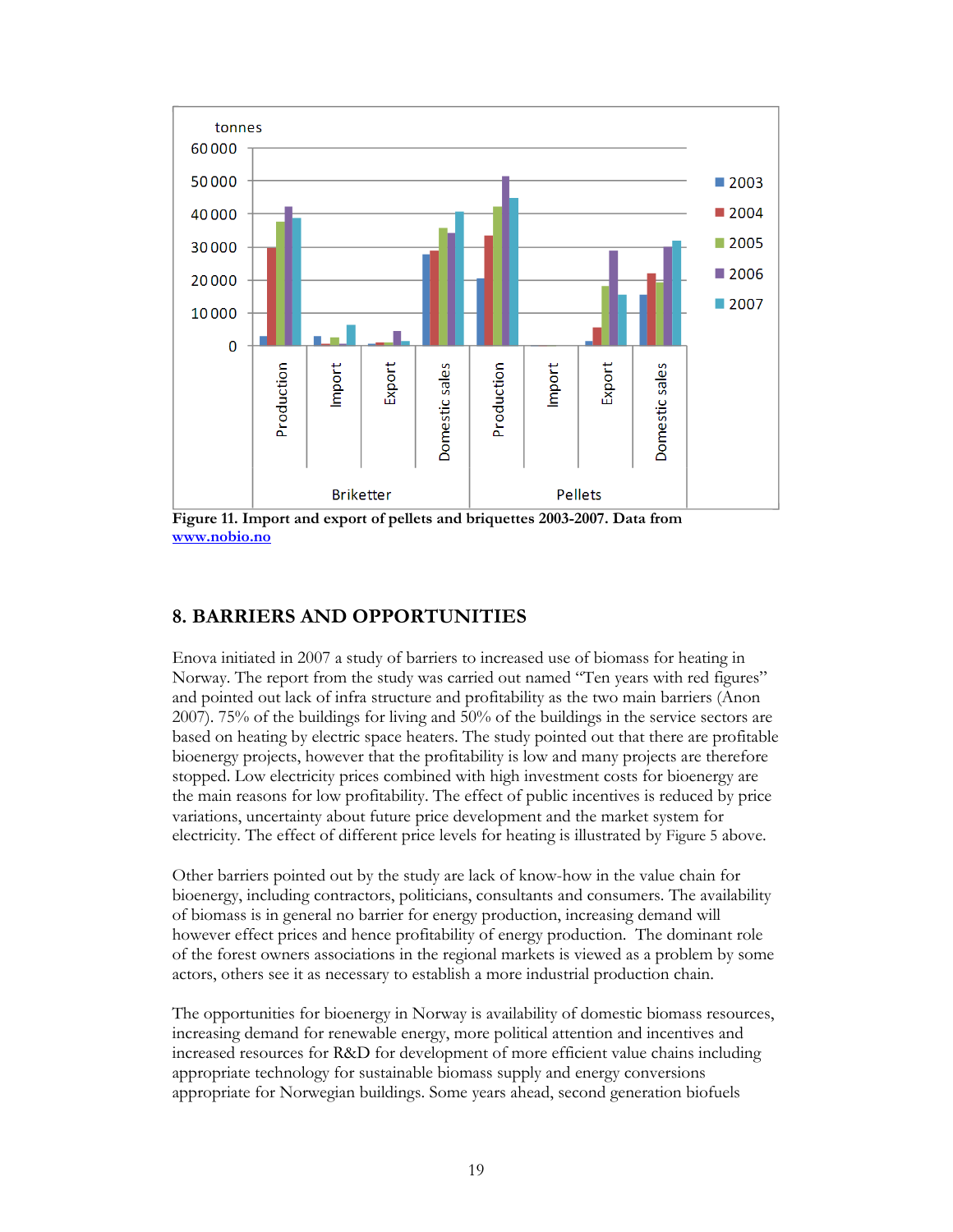Figure 11. Import and export of pellets and briquettes 2003-2007. Data from www.nobio.no

## 8. BARRIERS AND OPPORTUNITIES

Enova initiated in 2007 a study of barriers to increased use of biomass for heating in Norway. The report from the study was carried out named "Ten years with red figures" and pointed out lack of infra structure and profitability as the two main barriers (Anon 2007). 75% of the buildings for living and 50% of the buildings in the service sectors are based on heating by electric space heaters. The study pointed out that there are profitable bioenergy projects, however that the profitability is low and many projects are therefore stopped. Low electricity prices combined with high investment costs for bioenergy are the main reasons for low profitability. The effect of public incentives is reduced by price variations, uncertainty about future price development and the market system for electricity. The effect of different price levels for heating is illustrated by Figure 5 above.

Other barriers pointed out by the study are lack of know-how in the value chain for bioenergy, including contractors, politicians, consultants and consumers. The availability of biomass is in general no barrier for energy production, increasing demand will however effect prices and hence profitability of energy production. The dominant role of the forest owners associations in the regional markets is viewed as a problem by some actors, others see it as necessary to establish a more industrial production chain.

The opportunities for bioenergy in Norway is availability of domestic biomass resources, increasing demand for renewable energy, more political attention and incentives and increased resources for R&D for development of more efficient value chains including appropriate technology for sustainable biomass supply and energy conversions appropriate for Norwegian buildings. Some years ahead, second generation biofuels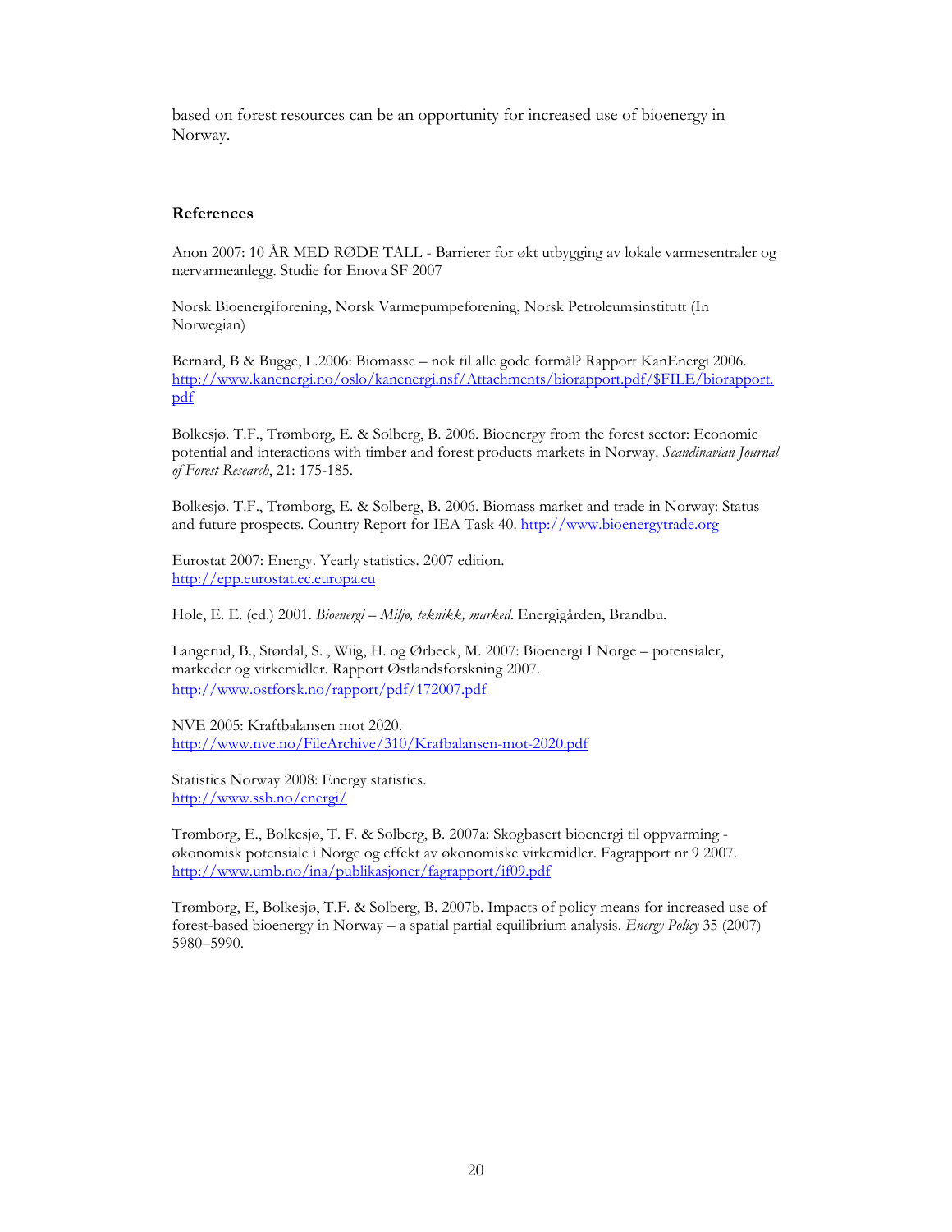based on forest resources can be an opportunity for increased use of bioenergy in Norway.

## References

Anon 2007: 10 ÅR MED RØDE TALL - Barrierer for økt utbygging av lokale varmesentraler og nærvarmeanlegg. Studie for Enova SF 2007

Norsk Bioenergiforening, Norsk Varmepumpeforening, Norsk Petroleumsinstitutt (In Norwegian)

Bernard, B & Bugge, L.2006: Biomasse – nok til alle gode formål? Rapport KanEnergi 2006. http://www.kanenergi.no/oslo/kanenergi.nsf/Attachments/biorapport.pdf/$FILE/biorapport.pdf

Bolkesjø. T.F., Trømborg, E. & Solberg, B. 2006. Bioenergy from the forest sector: Economic potential and interactions with timber and forest products markets in Norway. *Scandinavian Journal of Forest Research*, 21: 175-185.

Bolkesjø. T.F., Trømborg, E. & Solberg, B. 2006. Biomass market and trade in Norway: Status and future prospects. Country Report for IEA Task 40. http://www.bioenergytrade.org

Eurostat 2007: Energy. Yearly statistics. 2007 edition. http://epp.eurostat.ec.europa.eu

Hole, E. E. (ed.) 2001. *Bioenergi – Miljø, teknikk, marked*. Energigården, Brandbu.

Langerud, B., Størdal, S. , Wiig, H. og Ørbeck, M. 2007: Bioenergi I Norge – potensialer, markeder og virkemidler. Rapport Østlandsforskning 2007. http://www.ostforsk.no/rapport/pdf/172007.pdf

NVE 2005: Kraftbalansen mot 2020. http://www.nve.no/FileArchive/310/Krafbalansen-mot-2020.pdf

Statistics Norway 2008: Energy statistics. http://www.ssb.no/energi/

Trømborg, E., Bolkesjø, T. F. & Solberg, B. 2007a: Skogbasert bioenergi til oppvarming - økonomisk potensiale i Norge og effekt av økonomiske virkemidler. Fagrapport nr 9 2007. http://www.umb.no/ina/publikasjoner/fagrapport/if09.pdf

Trømborg, E, Bolkesjø, T.F. & Solberg, B. 2007b. Impacts of policy means for increased use of forest-based bioenergy in Norway – a spatial partial equilibrium analysis. *Energy Policy* 35 (2007) 5980–5990.